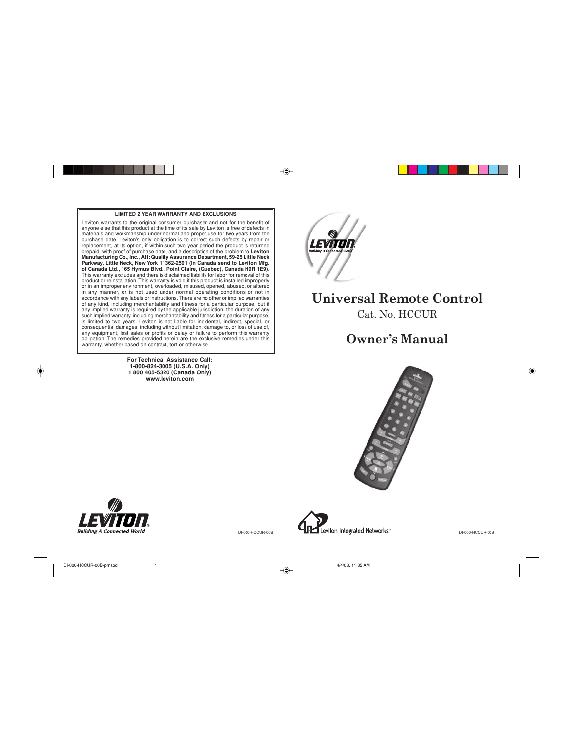**LIMITED 2 YEAR WARRANTY AND EXCLUSIONS**

Leviton warrants to the original consumer purchaser and not for the benefit of anyone else that this product at the time of its sale by Leviton is free of defects in materials and workmanship under normal and proper use for two years from the purchase date. Leviton's only obligation is to correct such defects by repair or replacement, at its option, if within such two year period the product is returned prepaid, with proof of purchase date, and a description of the problem to **Leviton Manufacturing Co., Inc., Att: Quality Assurance Department, 59-25 Little Neck Parkway, Little Neck, New York 11362-2591 (In Canada send to Leviton Mfg. of Canada Ltd., 165 Hymus Blvd., Point Claire, (Quebec), Canada H9R 1E9)**. This warranty excludes and there is disclaimed liability for labor for removal of this product or reinstallation. This warranty is void if this product is installed improperly or in an improper environment, overloaded, misused, opened, abused, or altered in any manner, or is not used under normal operating conditions or not in accordance with any labels or instructions. There are no other or implied warranties of any kind, including merchantability and fitness for a particular purpose, but if any implied warranty is required by the applicable jurisdiction, the duration of any such implied warranty, including merchantability and fitness for a particular purpose, is limited to two years. Leviton is not liable for incidental, indirect, special, or consequential damages, including without limitation, damage to, or loss of use of, any equipment, lost sales or profits or delay or failure to perform this warranty obligation. The remedies provided herein are the exclusive remedies under this warranty, whether based on contract, tort or otherwise.

**For Technical Assistance Call:**
**1-800-824-3005 (U.S.A. Only)**
**1 800 405-5320 (Canada Only)**
**www.leviton.com**

LEVITON® Building A Connected World

DI-000-HCCUR-00B

LEVITON® Building A Connected World

# Universal Remote Control

Cat. No. HCCUR

## Owner's Manual

Leviton Integrated Networks™

DI-000-HCCUR-00B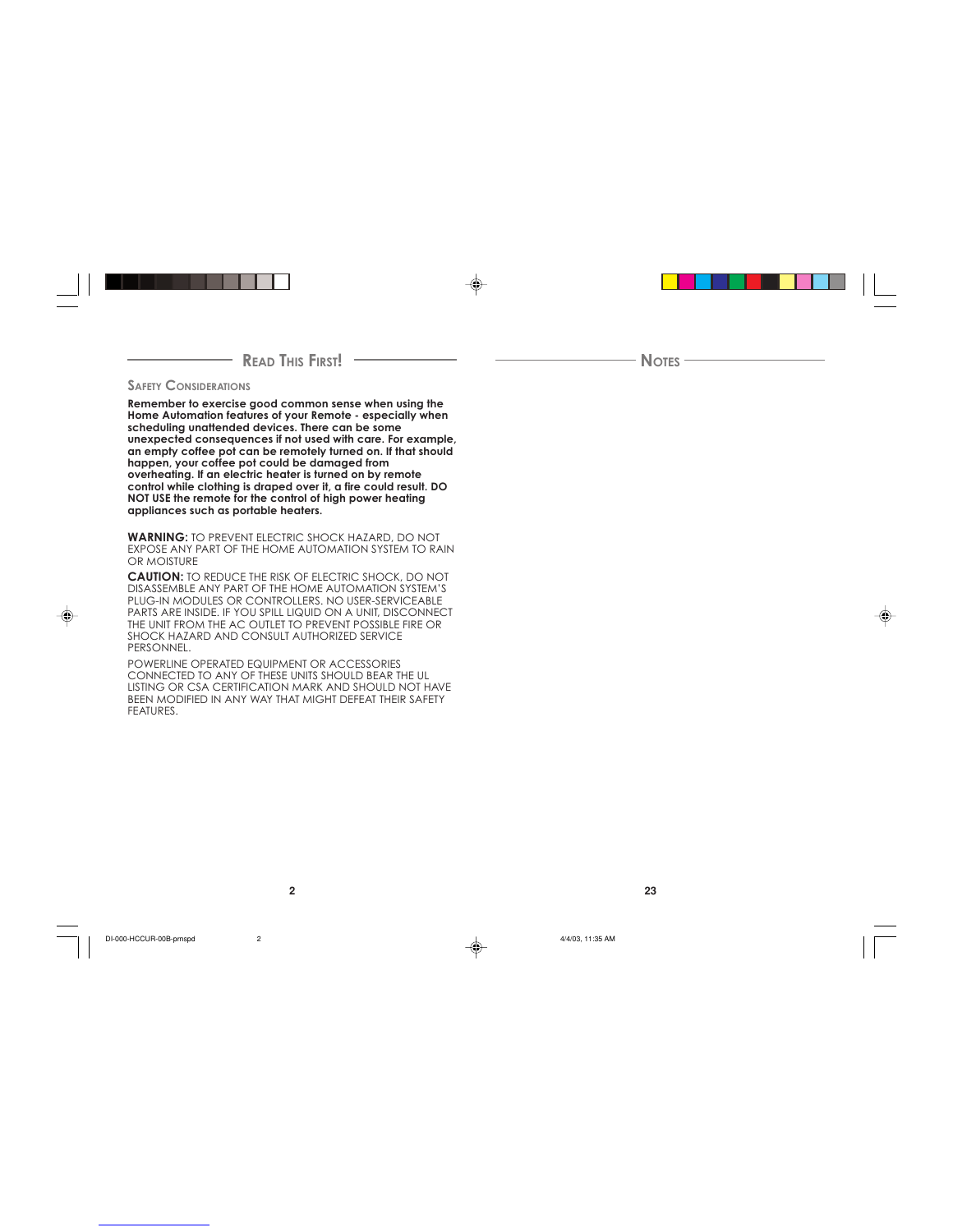## Read This First!

### Safety Considerations

**Remember to exercise good common sense when using the Home Automation features of your Remote - especially when scheduling unattended devices. There can be some unexpected consequences if not used with care. For example, an empty coffee pot can be remotely turned on. If that should happen, your coffee pot could be damaged from overheating. If an electric heater is turned on by remote control while clothing is draped over it, a fire could result. DO NOT USE the remote for the control of high power heating appliances such as portable heaters.**

**WARNING:** TO PREVENT ELECTRIC SHOCK HAZARD, DO NOT EXPOSE ANY PART OF THE HOME AUTOMATION SYSTEM TO RAIN OR MOISTURE

**CAUTION:** TO REDUCE THE RISK OF ELECTRIC SHOCK, DO NOT DISASSEMBLE ANY PART OF THE HOME AUTOMATION SYSTEM'S PLUG-IN MODULES OR CONTROLLERS. NO USER-SERVICEABLE PARTS ARE INSIDE. IF YOU SPILL LIQUID ON A UNIT, DISCONNECT THE UNIT FROM THE AC OUTLET TO PREVENT POSSIBLE FIRE OR SHOCK HAZARD AND CONSULT AUTHORIZED SERVICE PERSONNEL.

POWERLINE OPERATED EQUIPMENT OR ACCESSORIES CONNECTED TO ANY OF THESE UNITS SHOULD BEAR THE UL LISTING OR CSA CERTIFICATION MARK AND SHOULD NOT HAVE BEEN MODIFIED IN ANY WAY THAT MIGHT DEFEAT THEIR SAFETY FEATURES.

## Notes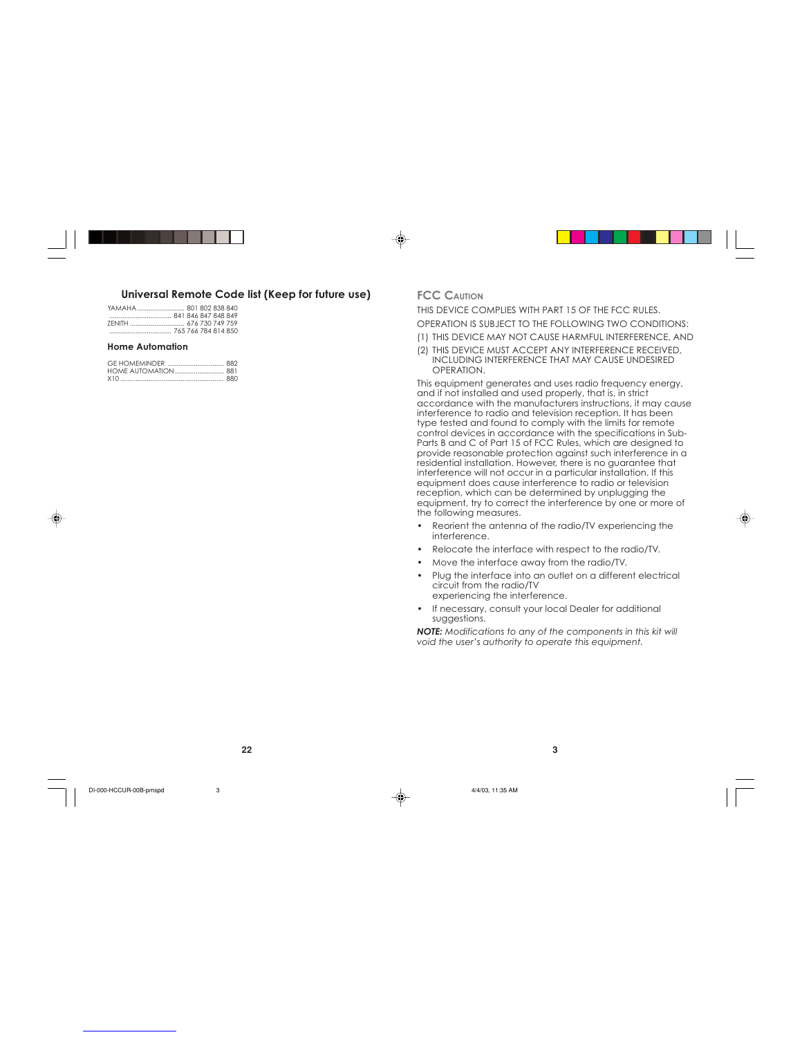## Universal Remote Code list (Keep for future use)

| | |
|---|---|
| YAMAHA | 801 802 838 840 |
| | 841 846 847 848 849 |
| ZENITH | 676 730 749 759 |
| | 765 766 784 814 850 |

### Home Automation

| | |
|---|---|
| GE HOMEMINDER | 882 |
| HOME AUTOMATION | 881 |
| X10 | 880 |

## FCC CAUTION

THIS DEVICE COMPLIES WITH PART 15 OF THE FCC RULES.

OPERATION IS SUBJECT TO THE FOLLOWING TWO CONDITIONS:

(1) THIS DEVICE MAY NOT CAUSE HARMFUL INTERFERENCE, AND

(2) THIS DEVICE MUST ACCEPT ANY INTERFERENCE RECEIVED, INCLUDING INTERFERENCE THAT MAY CAUSE UNDESIRED OPERATION.

This equipment generates and uses radio frequency energy, and if not installed and used properly, that is, in strict accordance with the manufacturers instructions, it may cause interference to radio and television reception. It has been type tested and found to comply with the limits for remote control devices in accordance with the specifications in Sub-Parts B and C of Part 15 of FCC Rules, which are designed to provide reasonable protection against such interference in a residential installation. However, there is no guarantee that interference will not occur in a particular installation. If this equipment does cause interference to radio or television reception, which can be determined by unplugging the equipment, try to correct the interference by one or more of the following measures.

- Reorient the antenna of the radio/TV experiencing the interference.
- Relocate the interface with respect to the radio/TV.
- Move the interface away from the radio/TV.
- Plug the interface into an outlet on a different electrical circuit from the radio/TV experiencing the interference.
- If necessary, consult your local Dealer for additional suggestions.

***NOTE:*** *Modifications to any of the components in this kit will void the user's authority to operate this equipment.*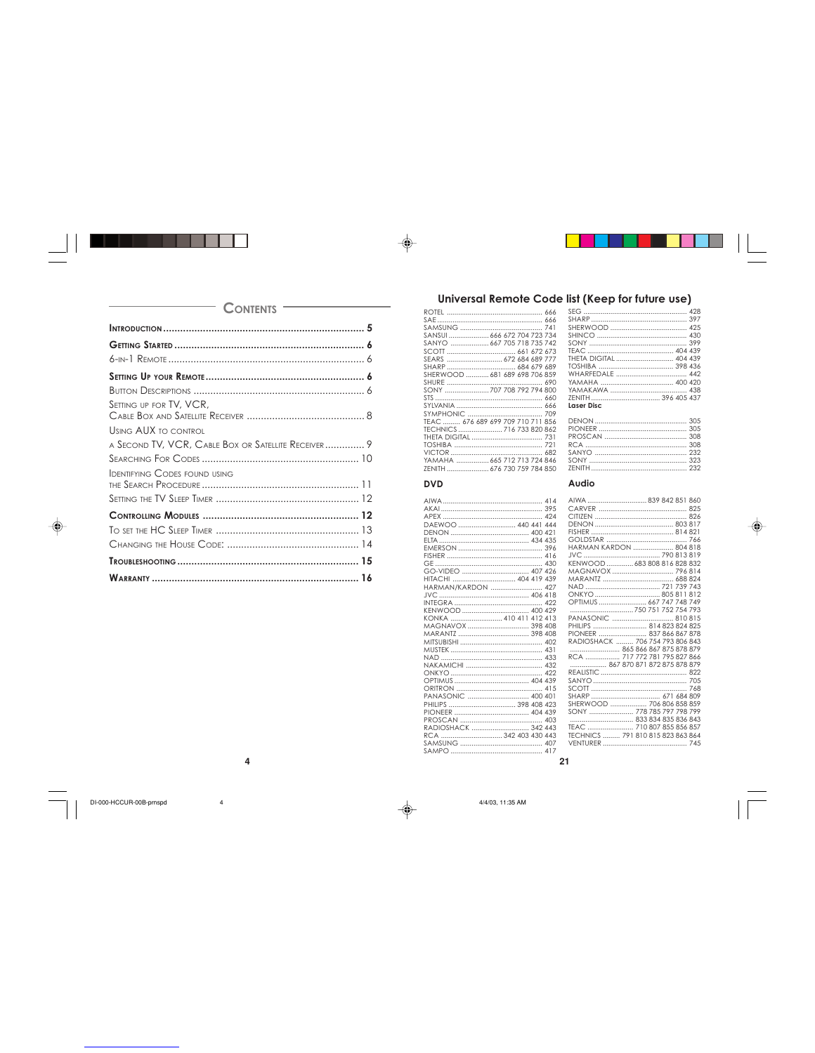## Contents

| | |
|---|---|
| **Introduction** | **5** |
| **Getting Started** | **6** |
| 6-in-1 Remote | 6 |
| **Setting Up your Remote** | **6** |
| Button Descriptions | 6 |
| Setting up for TV, VCR, Cable Box and Satellite Receiver | 8 |
| Using AUX to control a Second TV, VCR, Cable Box or Satellite Receiver | 9 |
| Searching For Codes | 10 |
| Identifying Codes found using the Search Procedure | 11 |
| Setting the TV Sleep Timer | 12 |
| **Controlling Modules** | **12** |
| To set the HC Sleep Timer | 13 |
| Changing the House Code: | 14 |
| **Troubleshooting** | **15** |
| **Warranty** | **16** |

## Universal Remote Code list (Keep for future use)

| | |
|---|---|
| ROTEL | 666 |
| SAE | 666 |
| SAMSUNG | 741 |
| SANSUI | 666 672 704 723 734 |
| SANYO | 667 705 718 735 742 |
| SCOTT | 661 672 673 |
| SEARS | 672 684 689 777 |
| SHARP | 684 679 689 |
| SHERWOOD | 681 689 698 706 859 |
| SHURE | 690 |
| SONY | 707 708 792 794 800 |
| STS | 660 |
| SYLVANIA | 666 |
| SYMPHONIC | 709 |
| TEAC | 676 689 699 709 710 711 856 |
| TECHNICS | 716 733 820 862 |
| THETA DIGITAL | 731 |
| TOSHIBA | 721 |
| VICTOR | 682 |
| YAMAHA | 665 712 713 724 846 |
| ZENITH | 676 730 759 784 850 |

### DVD

| | |
|---|---|
| AIWA | 414 |
| AKAI | 395 |
| APEX | 424 |
| DAEWOO | 440 441 444 |
| DENON | 400 421 |
| ELTA | 434 435 |
| EMERSON | 396 |
| FISHER | 416 |
| GE | 430 |
| GO-VIDEO | 407 426 |
| HITACHI | 404 419 439 |
| HARMAN/KARDON | 427 |
| JVC | 406 418 |
| INTEGRA | 422 |
| KENWOOD | 400 429 |
| KONKA | 410 411 412 413 |
| MAGNAVOX | 398 408 |
| MARANTZ | 398 408 |
| MITSUBISHI | 402 |
| MUSTEK | 431 |
| NAD | 433 |
| NAKAMICHI | 432 |
| ONKYO | 422 |
| OPTIMUS | 404 439 |
| ORITRON | 415 |
| PANASONIC | 400 401 |
| PHILIPS | 398 408 423 |
| PIONEER | 404 439 |
| PROSCAN | 403 |
| RADIOSHACK | 342 443 |
| RCA | 342 403 430 443 |
| SAMSUNG | 407 |
| SAMPO | 417 |
| SEG | 428 |
| SHARP | 397 |
| SHERWOOD | 425 |
| SHINCO | 430 |
| SONY | 399 |
| TEAC | 404 439 |
| THETA DIGITAL | 404 439 |
| TOSHIBA | 398 436 |
| WHARFEDALE | 442 |
| YAMAHA | 400 420 |
| YAMAKAWA | 438 |
| ZENITH | 396 405 437 |

### Laser Disc

| | |
|---|---|
| DENON | 305 |
| PIONEER | 305 |
| PROSCAN | 308 |
| RCA | 308 |
| SANYO | 232 |
| SONY | 323 |
| ZENITH | 232 |

### Audio

| | |
|---|---|
| AIWA | 839 842 851 860 |
| CARVER | 825 |
| CITIZEN | 826 |
| DENON | 803 817 |
| FISHER | 814 821 |
| GOLDSTAR | 766 |
| HARMAN KARDON | 804 818 |
| JVC | 790 813 819 |
| KENWOOD | 683 808 816 828 832 |
| MAGNAVOX | 796 814 |
| MARANTZ | 688 824 |
| NAD | 721 739 743 |
| ONKYO | 805 811 812 |
| OPTIMUS | 667 747 748 749 750 751 752 754 793 |
| PANASONIC | 810 815 |
| PHILIPS | 814 823 824 825 |
| PIONEER | 837 866 867 878 |
| RADIOSHACK | 706 754 793 806 843 865 866 867 875 878 879 |
| RCA | 717 772 781 795 827 866 867 870 871 872 875 878 879 |
| REALISTIC | 822 |
| SANYO | 705 |
| SCOTT | 768 |
| SHARP | 671 684 809 |
| SHERWOOD | 706 806 858 859 |
| SONY | 778 785 797 798 799 833 834 835 836 843 |
| TEAC | 710 807 855 856 857 |
| TECHNICS | 791 810 815 823 863 864 |
| VENTURER | 745 |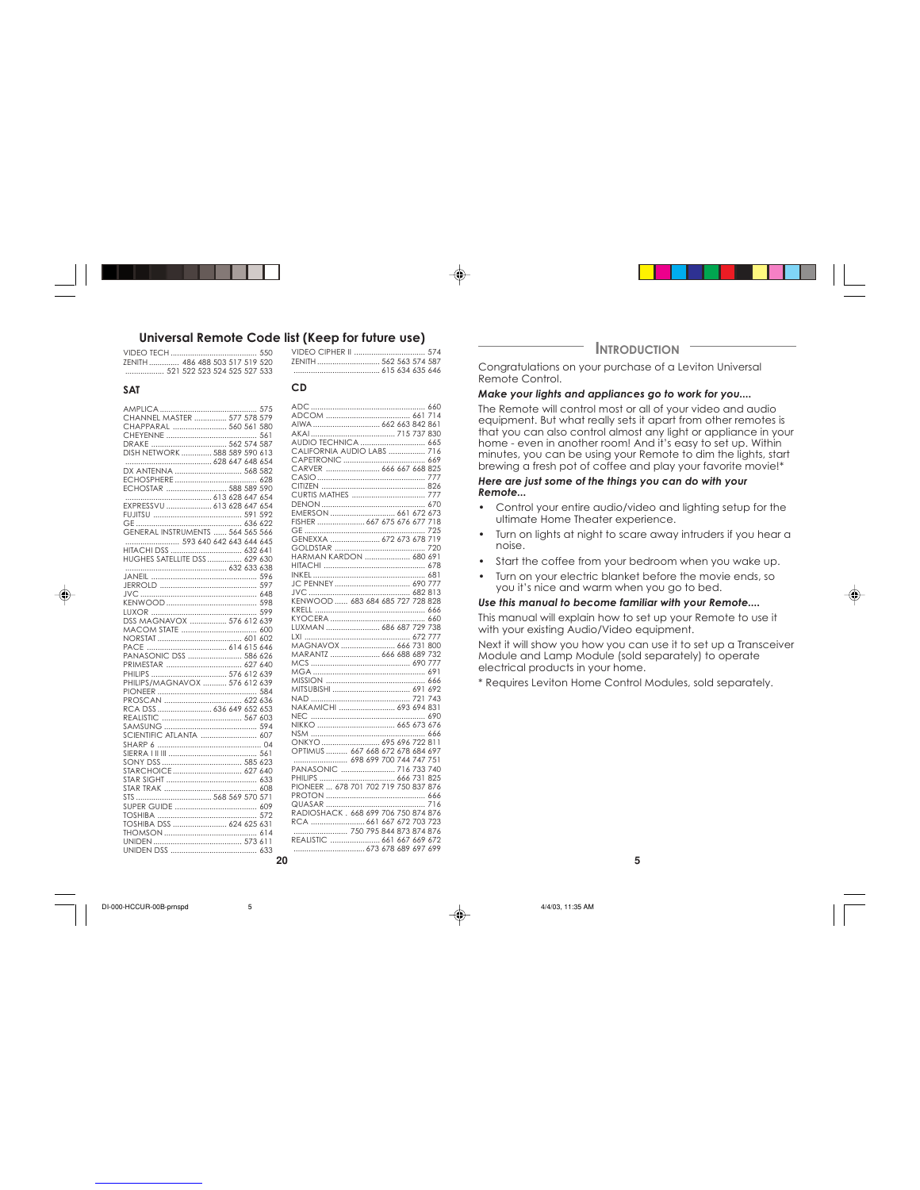## Universal Remote Code list (Keep for future use)

VIDEO TECH ........................................ 550
ZENITH .............. 486 488 503 517 519 520
.................. 521 522 523 524 525 527 533
VIDEO CIPHER II .................................. 574
ZENITH ............................. 562 563 574 587
........................................ 615 634 635 646

### SAT

AMPLICA ............................................. 575
CHANNEL MASTER ............... 577 578 579
CHAPPARAL .......................... 560 561 580
CHEYENNE .......................................... 561
DRAKE ...................................... 562 574 587
DISH NETWORK .............. 588 589 590 613
....................................... 628 647 648 654
DX ANTENNA ................................ 568 582
ECHOSPHERE ........................................ 628
ECHOSTAR ............................ 588 589 590
.................................. 613 628 647 654
EXPRESSVU ..................... 613 628 647 654
FUJITSU .......................................... 591 592
GE ................................................... 636 622
GENERAL INSTRUMENTS ....... 564 565 566
.......................... 593 640 642 643 644 645
HITACHI DSS .................................. 632 641
HUGHES SATELLITE DSS ................ 629 630
.................................................. 632 633 638
JANEIL .................................................. 596
JERROLD .............................................. 597
JVC ....................................................... 648
KENWOOD ........................................... 598
LUXOR .................................................. 599
DSS MAGNAVOX ................. 576 612 639
MACOM STATE .................................... 600
NORSTAT ...................................... 601 602
PACE ...................................... 614 615 646
PANASONIC DSS ......................... 586 626
PRIMESTAR ................................... 627 640
PHILIPS ................................... 576 612 639
PHILIPS/MAGNAVOX ............ 576 612 639
PIONEER .............................................. 584
PROSCAN ...................................... 622 636
RCA DSS ........................... 636 649 652 653
REALISTIC ...................................... 567 603
SAMSUNG ........................................... 594
SCIENTIFIC ATLANTA .......................... 607
SHARP 6 ................................................ 04
SIERRA I II III ......................................... 561
SONY DSS ...................................... 585 623
STARCHOICE ................................ 627 640
STAR SIGHT .......................................... 633
STAR TRAK ........................................... 608
STS ................................. 568 569 570 571
SUPER GUIDE ....................................... 609
TOSHIBA ............................................... 572
TOSHIBA DSS ........................... 624 625 631
THOMSON ............................................ 614
UNIDEN .......................................... 573 611
UNIDEN DSS ......................................... 633

### CD

ADC ...................................................... 660
ADCOM ........................................ 661 714
AIWA ................................ 662 663 842 861
AKAI ........................................ 715 737 830
AUDIO TECHNICA ............................... 665
CALIFORNIA AUDIO LABS ................. 716
CAPETRONIC ....................................... 669
CARVER .......................... 666 667 668 825
CASIO ................................................... 777
CITIZEN ................................................. 826
CURTIS MATHES .................................. 777
DENON .................................................. 670
EMERSON ................................ 661 672 673
FISHER ....................... 667 675 676 677 718
GE .......................................................... 725
GENEXXA ........................ 672 673 678 719
GOLDSTAR ............................................ 720
HARMAN KARDON ..................... 680 691
HITACHI ................................................. 678
INKEL ..................................................... 681
JC PENNEY .................................... 690 777
JVC ................................................. 682 813
KENWOOD ....... 683 684 685 727 728 828
KRELL .................................................... 666
KYOCERA ............................................. 660
LUXMAN ......................... 686 687 729 738
LXI .................................................. 672 777
MAGNAVOX ......................... 666 731 800
MARANTZ ........................ 666 688 689 732
MCS ............................................... 690 777
MGA ...................................................... 691
MISSION ............................................... 666
MITSUBISHI .................................... 691 692
NAD ............................................... 721 743
NAKAMICHI ........................... 693 694 831
NEC ....................................................... 690
NIKKO ..................................... 665 673 676
NSM ...................................................... 666
ONKYO ............................. 695 696 722 811
OPTIMUS .......... 667 668 672 678 684 697
........................ 698 699 700 744 747 751
PANASONIC ......................... 716 733 740
PHILIPS ..................................... 666 731 825
PIONEER .... 678 701 702 719 750 837 876
PROTON ................................................ 666
QUASAR ............................................... 716
RADIOSHACK . 668 699 706 750 874 876
RCA ........................... 661 667 672 703 723
........................... 750 795 844 873 874 876
REALISTIC ........................ 661 667 669 672
................................ 673 678 689 697 699

## Introduction

Congratulations on your purchase of a Leviton Universal Remote Control.

***Make your lights and appliances go to work for you....***

The Remote will control most or all of your video and audio equipment. But what really sets it apart from other remotes is that you can also control almost any light or appliance in your home - even in another room! And it's easy to set up. Within minutes, you can be using your Remote to dim the lights, start brewing a fresh pot of coffee and play your favorite movie!*

***Here are just some of the things you can do with your Remote...***

- Control your entire audio/video and lighting setup for the ultimate Home Theater experience.
- Turn on lights at night to scare away intruders if you hear a noise.
- Start the coffee from your bedroom when you wake up.
- Turn on your electric blanket before the movie ends, so you it's nice and warm when you go to bed.

***Use this manual to become familiar with your Remote....***

This manual will explain how to set up your Remote to use it with your existing Audio/Video equipment.

Next it will show you how you can use it to set up a Transceiver Module and Lamp Module (sold separately) to operate electrical products in your home.

* Requires Leviton Home Control Modules, sold separately.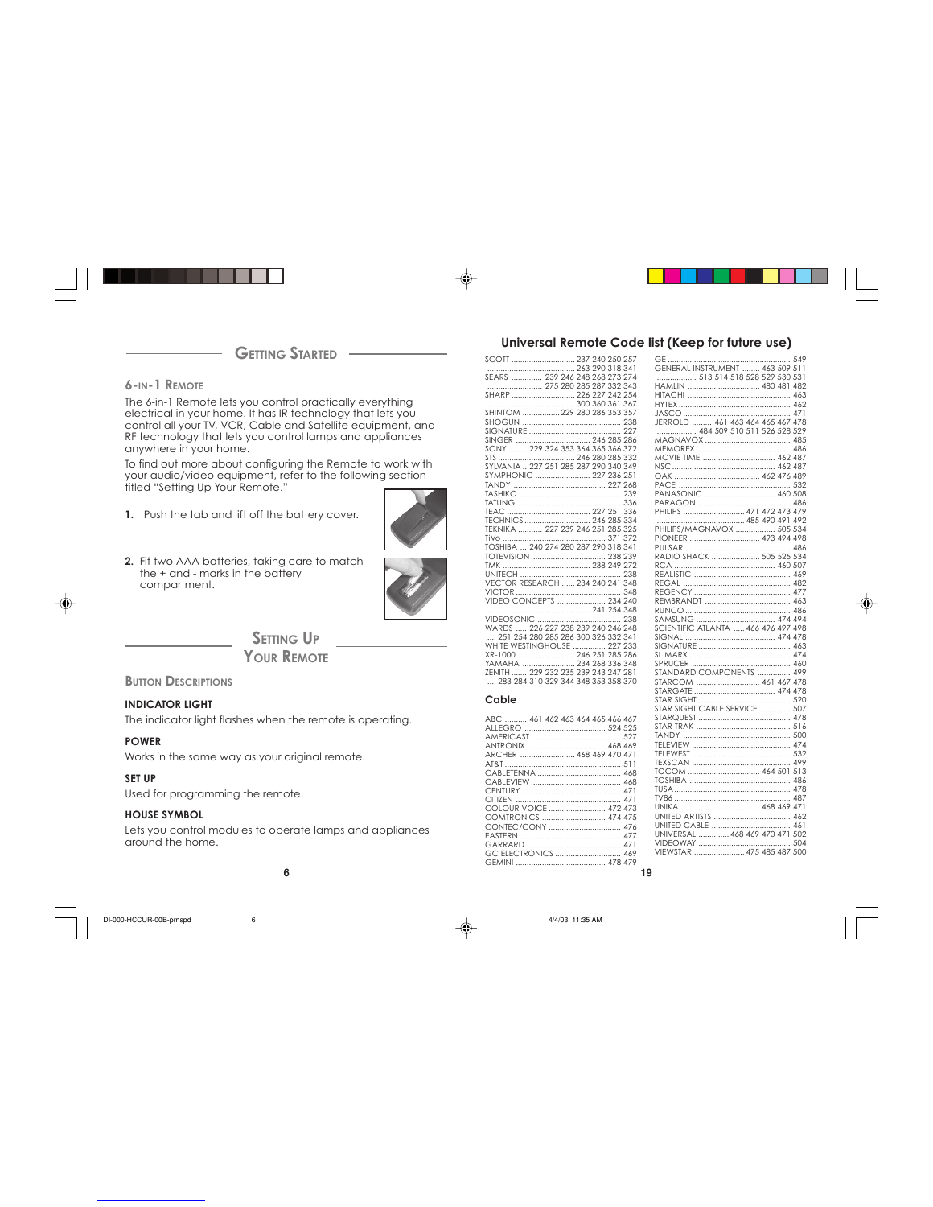## Getting Started

### 6-in-1 Remote

The 6-in-1 Remote lets you control practically everything electrical in your home. It has IR technology that lets you control all your TV, VCR, Cable and Satellite equipment, and RF technology that lets you control lamps and appliances anywhere in your home.

To find out more about configuring the Remote to work with your audio/video equipment, refer to the following section titled "Setting Up Your Remote."

1. Push the tab and lift off the battery cover.
2. Fit two AAA batteries, taking care to match the + and - marks in the battery compartment.

## Setting Up Your Remote

### Button Descriptions

**INDICATOR LIGHT**

The indicator light flashes when the remote is operating.

**POWER**

Works in the same way as your original remote.

**SET UP**

Used for programming the remote.

**HOUSE SYMBOL**

Lets you control modules to operate lamps and appliances around the home.

## Universal Remote Code list (Keep for future use)

SCOTT .... 237 240 250 257 263 290 318 341
SEARS .... 239 246 248 268 273 274 275 280 285 287 332 343
SHARP .... 226 227 242 254 300 360 361 367
SHINTOM .... 229 280 286 353 357
SHOGUN .... 238
SIGNATURE .... 227
SINGER .... 246 285 286
SONY .... 229 324 353 364 365 366 372
STS .... 246 280 285 332
SYLVANIA .. 227 251 285 287 290 340 349
SYMPHONIC .... 227 236 251
TANDY .... 227 268
TASHIKO .... 239
TATUNG .... 336
TEAC .... 227 251 336
TECHNICS .... 246 285 334
TEKNIKA .... 227 239 246 251 285 325
TiVo .... 371 372
TOSHIBA ... 240 274 280 287 290 318 341
TOTEVISION .... 238 239
TMK .... 238 249 272
UNITECH .... 238
VECTOR RESEARCH .... 234 240 241 348
VICTOR .... 348
VIDEO CONCEPTS .... 234 240 241 254 348
VIDEOSONIC .... 238
WARDS .... 226 227 238 239 240 246 248 251 254 280 285 286 300 326 332 341
WHITE WESTINGHOUSE .... 227 233
XR-1000 .... 246 251 285 286
YAMAHA .... 234 268 336 348
ZENITH .... 229 232 235 239 243 247 281 283 284 310 329 344 348 353 358 370

### Cable

ABC .... 461 462 463 464 465 466 467
ALLEGRO .... 524 525
AMERICAST .... 527
ANTRONIX .... 468 469
ARCHER .... 468 469 470 471
AT&T .... 511
CABLETENNA .... 468
CABLEVIEW .... 468
CENTURY .... 471
CITIZEN .... 471
COLOUR VOICE .... 472 473
COMTRONICS .... 474 475
CONTEC/CONY .... 476
EASTERN .... 477
GARRARD .... 471
GC ELECTRONICS .... 469
GEMINI .... 478 479
GE .... 549
GENERAL INSTRUMENT .... 463 509 511 513 514 518 528 529 530 531
HAMLIN .... 480 481 482
HITACHI .... 463
HYTEX .... 462
JASCO .... 471
JERROLD .... 461 463 464 465 467 478 484 509 510 511 526 528 529
MAGNAVOX .... 485
MEMOREX .... 486
MOVIE TIME .... 462 487
NSC .... 462 487
OAK .... 462 476 489
PACE .... 532
PANASONIC .... 460 508
PARAGON .... 486
PHILIPS .... 471 472 473 479 485 490 491 492
PHILIPS/MAGNAVOX .... 505 534
PIONEER .... 493 494 498
PULSAR .... 486
RADIO SHACK .... 505 525 534
RCA .... 460 507
REALISTIC .... 469
REGAL .... 482
REGENCY .... 477
REMBRANDT .... 463
RUNCO .... 486
SAMSUNG .... 474 494
SCIENTIFIC ATLANTA .... 466 496 497 498
SIGNAL .... 474 478
SIGNATURE .... 463
SL MARX .... 474
SPRUCER .... 460
STANDARD COMPONENTS .... 499
STARCOM .... 461 467 478
STARGATE .... 474 478
STAR SIGHT .... 520
STAR SIGHT CABLE SERVICE .... 507
STARQUEST .... 478
STAR TRAK .... 516
TANDY .... 500
TELEVIEW .... 474
TELEWEST .... 532
TEXSCAN .... 499
TOCOM .... 464 501 513
TOSHIBA .... 486
TUSA .... 478
TV86 .... 487
UNIKA .... 468 469 471
UNITED ARTISTS .... 462
UNITED CABLE .... 461
UNIVERSAL .... 468 469 470 471 502
VIDEOWAY .... 504
VIEWSTAR .... 475 485 487 500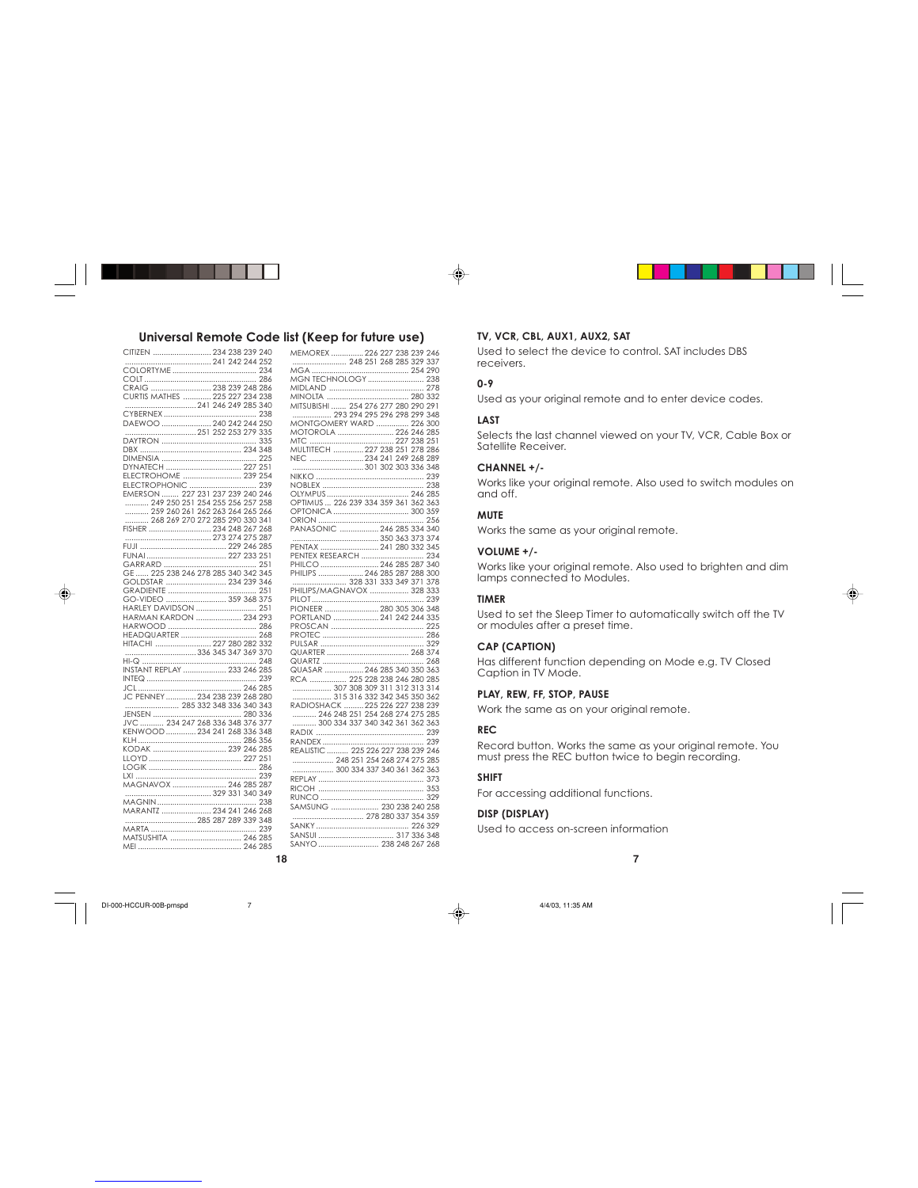## Universal Remote Code list (Keep for future use)

CITIZEN ........................ 234 238 239 240
........................ 241 242 244 252
COLORTYME ........................ 234
COLT ........................ 286
CRAIG ........................ 238 239 248 286
CURTIS MATHES ........................ 225 227 234 238
........................ 241 246 249 285 340
CYBERNEX ........................ 238
DAEWOO ........................ 240 242 244 250
........................ 251 252 253 279 335
DAYTRON ........................ 335
DBX ........................ 234 348
DIMENSIA ........................ 225
DYNATECH ........................ 227 251
ELECTROHOME ........................ 239 254
ELECTROPHONIC ........................ 239
EMERSON ........ 227 231 237 239 240 246
........ 249 250 251 254 255 256 257 258
........ 259 260 261 262 263 264 265 266
........ 268 269 270 272 285 290 330 341
FISHER ........................ 234 248 267 268
........................ 273 274 275 287
FUJI ........................ 229 246 285
FUNAI ........................ 227 233 251
GARRARD ........................ 251
GE ...... 225 238 246 278 285 340 342 345
GOLDSTAR ........................ 234 239 346
GRADIENTE ........................ 251
GO-VIDEO ........................ 359 368 375
HARLEY DAVIDSON ........................ 251
HARMAN KARDON ........................ 234 293
HARWOOD ........................ 286
HEADQUARTER ........................ 268
HITACHI ........................ 227 280 282 332
........................ 336 345 347 369 370
HI-Q ........................ 248
INSTANT REPLAY ........................ 233 246 285
INTEQ ........................ 239
JCL ........................ 246 285
JC PENNEY ........................ 234 238 239 268 280
........................ 285 332 348 336 340 343
JENSEN ........................ 280 336
JVC ........ 234 247 268 336 348 376 377
KENWOOD ........................ 234 241 268 336 348
KLH ........................ 286 356
KODAK ........................ 239 246 285
LLOYD ........................ 227 251
LOGIK ........................ 286
LXI ........................ 239
MAGNAVOX ........................ 246 285 287
........................ 329 331 340 349
MAGNIN ........................ 238
MARANTZ ........................ 234 241 246 268
........................ 285 287 289 339 348
MARTA ........................ 239
MATSUSHITA ........................ 246 285
MEI ........................ 246 285
MEMOREX ........................ 226 227 238 239 246
........................ 248 251 268 285 329 337
MGA ........................ 254 290
MGN TECHNOLOGY ........................ 238
MIDLAND ........................ 278
MINOLTA ........................ 280 332
MITSUBISHI ........ 254 276 277 280 290 291
........................ 293 294 295 296 298 299 348
MONTGOMERY WARD ........................ 226 300
MOTOROLA ........................ 226 246 285
MTC ........................ 227 238 251
MULTITECH ........................ 227 238 251 278 286
NEC ........................ 234 241 249 268 289
........................ 301 302 303 336 348
NIKKO ........................ 239
NOBLEX ........................ 238
OLYMPUS ........................ 246 285
OPTIMUS ... 226 239 334 359 361 362 363
OPTONICA ........................ 300 359
ORION ........................ 256
PANASONIC ........................ 246 285 334 340
........................ 350 363 373 374
PENTAX ........................ 241 280 332 345
PENTEX RESEARCH ........................ 234
PHILCO ........................ 246 285 287 340
PHILIPS ........................ 246 285 287 288 300
........................ 328 331 333 349 371 378
PHILIPS/MAGNAVOX ........................ 328 333
PILOT ........................ 239
PIONEER ........................ 280 305 306 348
PORTLAND ........................ 241 242 244 335
PROSCAN ........................ 225
PROTEC ........................ 286
PULSAR ........................ 329
QUARTER ........................ 268 374
QUARTZ ........................ 268
QUASAR ........................ 246 285 340 350 363
RCA ........................ 225 228 238 246 280 285
........................ 307 308 309 311 312 313 314
........................ 315 316 332 342 345 350 362
RADIOSHACK ........................ 225 226 227 238 239
........ 246 248 251 254 268 274 275 285
........ 300 334 337 340 342 361 362 363
RADIX ........................ 239
RANDEX ........................ 239
REALISTIC ........ 225 226 227 238 239 246
........................ 248 251 254 268 274 275 285
........................ 300 334 337 340 361 362 363
REPLAY ........................ 373
RICOH ........................ 353
RUNCO ........................ 329
SAMSUNG ........................ 230 238 240 258
........................ 278 280 337 354 359
SANKY ........................ 226 329
SANSUI ........................ 317 336 348
SANYO ........................ 238 248 267 268

### TV, VCR, CBL, AUX1, AUX2, SAT

Used to select the device to control. SAT includes DBS receivers.

### 0-9

Used as your original remote and to enter device codes.

### LAST

Selects the last channel viewed on your TV, VCR, Cable Box or Satellite Receiver.

### CHANNEL +/-

Works like your original remote. Also used to switch modules on and off.

### MUTE

Works the same as your original remote.

### VOLUME +/-

Works like your original remote. Also used to brighten and dim lamps connected to Modules.

### TIMER

Used to set the Sleep Timer to automatically switch off the TV or modules after a preset time.

### CAP (CAPTION)

Has different function depending on Mode e.g. TV Closed Caption in TV Mode.

### PLAY, REW, FF, STOP, PAUSE

Work the same as on your original remote.

### REC

Record button. Works the same as your original remote. You must press the REC button twice to begin recording.

### SHIFT

For accessing additional functions.

### DISP (DISPLAY)

Used to access on-screen information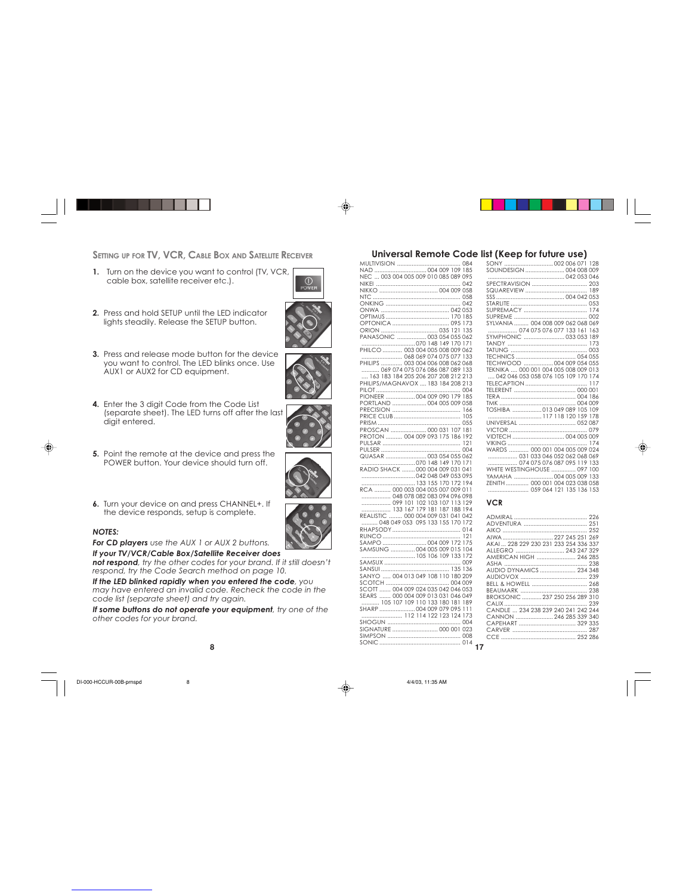## Setting up for TV, VCR, Cable Box and Satellite Receiver

1. Turn on the device you want to control (TV, VCR, cable box, satellite receiver etc.).
2. Press and hold SETUP until the LED indicator lights steadily. Release the SETUP button.
3. Press and release mode button for the device you want to control. The LED blinks once. Use AUX1 or AUX2 for CD equipment.
4. Enter the 3 digit Code from the Code List (separate sheet). The LED turns off after the last digit entered.
5. Point the remote at the device and press the POWER button. Your device should turn off.
6. Turn your device on and press CHANNEL+. If the device responds, setup is complete.

### NOTES:

***For CD players*** *use the AUX 1 or AUX 2 buttons.*

***If your TV/VCR/Cable Box/Satellite Receiver does not respond****, try the other codes for your brand. If it still doesn't respond, try the Code Search method on page 10.*

***If the LED blinked rapidly when you entered the code****, you may have entered an invalid code. Recheck the code in the code list (separate sheet) and try again.*

***If some buttons do not operate your equipment****, try one of the other codes for your brand.*

## Universal Remote Code list (Keep for future use)

MULTIVISION ........ 084
NAD ........ 004 009 109 185
NEC ... 003 004 005 009 010 085 089 095
NIKEI ........ 042
NIKKO ........ 004 009 058
NTC ........ 058
ONKING ........ 042
ONWA ........ 042 053
OPTIMUS ........ 170 185
OPTONICA ........ 095 173
ORION ........ 035 121 135
PANASONIC ........ 003 054 055 062 070 148 149 170 171
PHILCO ........ 003 004 005 008 009 062 068 069 074 075 077 133
PHILIPS ........ 003 004 006 008 062 068 069 074 075 076 086 087 089 133 163 183 184 205 206 207 208 212 213
PHILIPS/MAGNAVOX .... 183 184 208 213
PILOT ........ 004
PIONEER ........ 004 009 090 179 185
PORTLAND ........ 004 005 009 058
PRECISION ........ 166
PRICE CLUB ........ 105
PRISM ........ 055
PROSCAN ........ 000 031 107 181
PROTON ........ 004 009 093 175 186 192
PULSAR ........ 121
PULSER ........ 004
QUASAR ........ 003 054 055 062 070 148 149 170 171
RADIO SHACK ........ 000 004 009 031 041 042 048 049 053 095 133 155 170 172 194
RCA ........ 000 003 004 005 007 009 011 048 078 082 083 094 096 098 099 101 102 103 107 113 129 133 167 179 181 187 188 194
REALISTIC ........ 000 004 009 031 041 042 048 049 053 095 133 155 170 172
RHAPSODY ........ 014
RUNCO ........ 121
SAMPO ........ 004 009 172 175
SAMSUNG ........ 004 005 009 015 104 105 106 109 133 172
SAMSUX ........ 009
SANSUI ........ 135 136
SANYO ..... 004 013 049 108 110 180 209
SCOTCH ........ 004 009
SCOTT ....... 004 009 024 035 042 046 053
SEARS ....... 000 004 009 013 031 046 049 105 107 109 110 133 180 181 189
SHARP ........ 004 009 079 095 111 112 114 122 123 124 173
SHOGUN ........ 004
SIGNATURE ........ 000 001 023
SIMPSON ........ 008
SONIC ........ 014
SONY ........ 002 006 071 128
SOUNDESIGN ........ 004 008 009 042 053 046
SPECTRAVISION ........ 203
SQUAREVIEW ........ 189
SSS ........ 004 042 053
STARLITE ........ 053
SUPREMACY ........ 174
SUPREME ........ 002
SYLVANIA ........ 004 008 009 062 068 069 074 075 076 077 133 161 163
SYMPHONIC ........ 033 053 189
TANDY ........ 173
TATUNG ........ 003
TECHNICS ........ 054 055
TECHWOOD ........ 004 009 054 055
TEKNIKA .... 000 001 004 005 008 009 013 042 046 053 058 076 105 109 170 174
TELECAPTION ........ 117
TELERENT ........ 000 001
TERA ........ 004 186
TMK ........ 004 009
TOSHIBA ........ 013 049 089 105 109 117 118 120 159 178
UNIVERSAL ........ 052 087
VICTOR ........ 079
VIDTECH ........ 004 005 009
VIKING ........ 174
WARDS ........ 000 001 004 005 009 024 031 033 046 052 062 068 069 074 075 076 087 095 119 133
WHITE WESTINGHOUSE ........ 097 100
YAMAHA ........ 004 005 009 133
ZENITH ........ 000 001 004 023 038 058 059 064 121 135 136 153

### VCR

ADMIRAL ........ 226
ADVENTURA ........ 251
AIKO ........ 252
AIWA ........ 227 245 251 269
AKAI ... 228 229 230 231 233 254 336 337
ALLEGRO ........ 243 247 329
AMERICAN HIGH ........ 246 285
ASHA ........ 238
AUDIO DYNAMICS ........ 234 348
AUDIOVOX ........ 239
BELL & HOWELL ........ 268
BEAUMARK ........ 238
BROKSONIC ........ 237 250 256 289 310
CALIX ........ 239
CANDLE ... 234 238 239 240 241 242 244
CANNON ........ 246 285 339 340
CAPEHART ........ 329 335
CARVER ........ 287
CCE ........ 252 286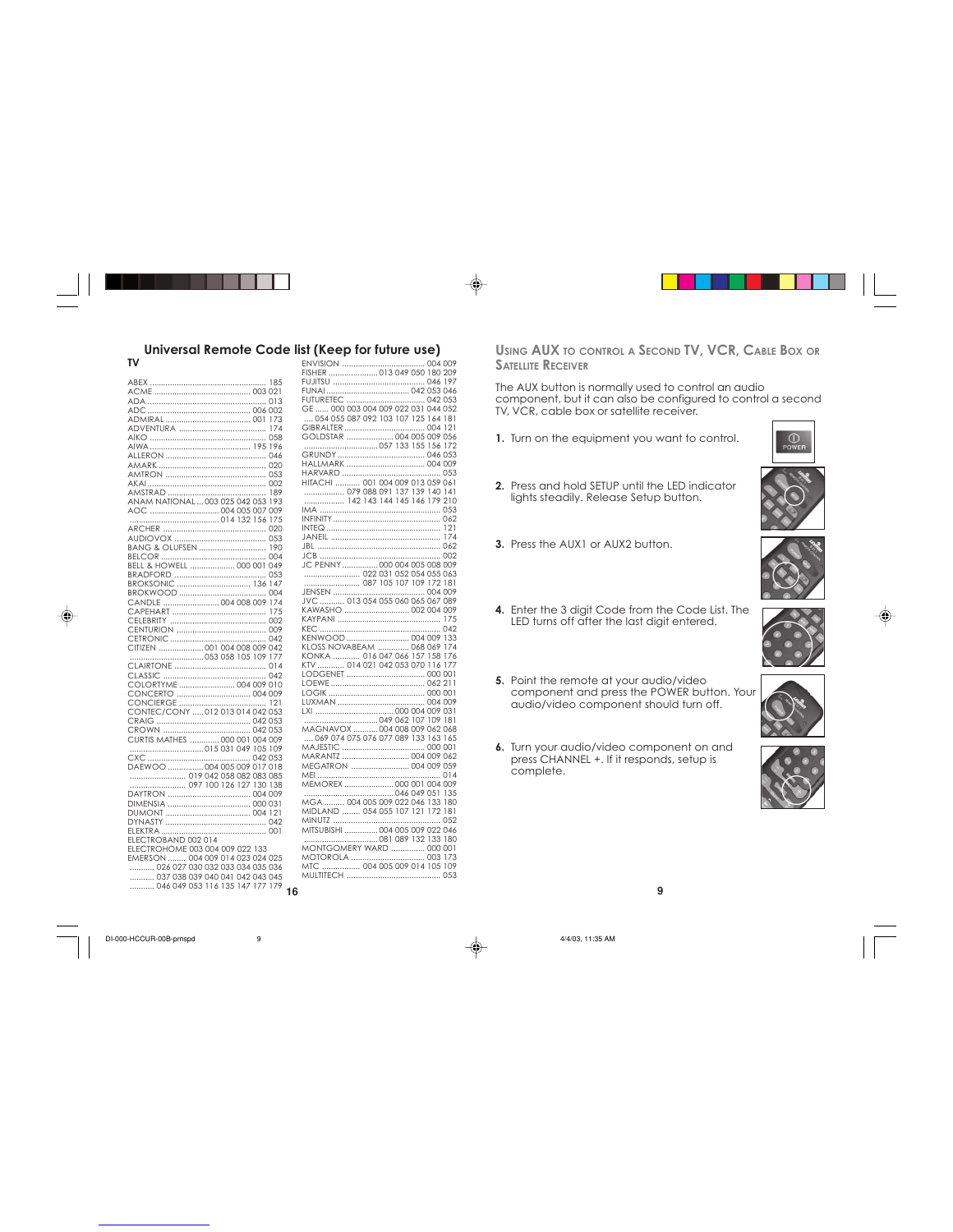## Universal Remote Code list (Keep for future use)

### TV

ABEX .......... 185
ACME .......... 003 021
ADA .......... 013
ADC .......... 006 002
ADMIRAL .......... 001 173
ADVENTURA .......... 174
AIKO .......... 058
AIWA .......... 195 196
ALLERON .......... 046
AMARK .......... 020
AMTRON .......... 053
AKAI .......... 002
AMSTRAD .......... 189
ANAM NATIONAL .... 003 025 042 053 193
AOC .......... 004 005 007 009
.......... 014 132 156 175
ARCHER .......... 020
AUDIOVOX .......... 053
BANG & OLUFSEN .......... 190
BELCOR .......... 004
BELL & HOWELL .......... 000 001 049
BRADFORD .......... 053
BROKSONIC .......... 136 147
BROKWOOD .......... 004
CANDLE .......... 004 008 009 174
CAPEHART .......... 175
CELEBRITY .......... 002
CENTURION .......... 009
CETRONIC .......... 042
CITIZEN .......... 001 004 008 009 042
.......... 053 058 105 109 177
CLAIRTONE .......... 014
CLASSIC .......... 042
COLORTYME .......... 004 009 010
CONCERTO .......... 004 009
CONCIERGE .......... 121
CONTEC/CONY ..... 012 013 014 042 053
CRAIG .......... 042 053
CROWN .......... 042 053
CURTIS MATHES .......... 000 001 004 009
.......... 015 031 049 105 109
CXC .......... 042 053
DAEWOO .......... 004 005 009 017 018
.......... 019 042 058 082 083 085
.......... 097 100 126 127 130 138
DAYTRON .......... 004 009
DIMENSIA .......... 000 031
DUMONT .......... 004 121
DYNASTY .......... 042
ELEKTRA .......... 001
ELECTROBAND 002 014
ELECTROHOME 003 004 009 022 133
EMERSON .......... 004 009 014 023 024 025
.......... 026 027 030 032 033 034 035 036
.......... 037 038 039 040 041 042 043 045
.......... 046 049 053 116 135 147 177 179
ENVISION .......... 004 009
FISHER .......... 013 049 050 180 209
FUJITSU .......... 046 197
FUNAI .......... 042 053 046
FUTURETEC .......... 042 053
GE .......... 000 003 004 009 022 031 044 052
.... 054 055 087 092 103 107 125 164 181
GIBRALTER .......... 004 121
GOLDSTAR .......... 004 005 009 056
.......... 057 133 155 156 172
GRUNDY .......... 046 053
HALLMARK .......... 004 009
HARVARD .......... 053
HITACHI .......... 001 004 009 013 059 061
.......... 079 088 091 137 139 140 141
.......... 142 143 144 145 146 179 210
IMA .......... 053
INFINITY .......... 062
INTEQ .......... 121
JANEIL .......... 174
JBL .......... 062
JCB .......... 002
JC PENNY .......... 000 004 005 008 009
.......... 022 031 052 054 055 063
.......... 087 105 107 109 172 181
JENSEN .......... 004 009
JVC .......... 013 054 055 060 065 067 089
KAWASHO .......... 002 004 009
KAYPANI .......... 175
KEC .......... 042
KENWOOD .......... 004 009 133
KLOSS NOVABEAM .......... 068 069 174
KONKA .......... 016 047 066 157 158 176
KTV .......... 014 021 042 053 070 116 177
LODGENET .......... 000 001
LOEWE .......... 062 211
LOGIK .......... 000 001
LUXMAN .......... 004 009
LXI .......... 000 004 009 031
.......... 049 062 107 109 181
MAGNAVOX .......... 004 008 009 062 068
.... 069 074 075 076 077 089 133 163 165
MAJESTIC .......... 000 001
MARANTZ .......... 004 009 062
MEGATRON .......... 004 009 059
MEI .......... 014
MEMOREX .......... 000 001 004 009
.......... 046 049 051 135
MGA .......... 004 005 009 022 046 133 180
MIDLAND .......... 054 055 107 121 172 181
MINUTZ .......... 052
MITSUBISHI .......... 004 005 009 022 046
.......... 081 089 132 133 180
MONTGOMERY WARD .......... 000 001
MOTOROLA .......... 003 173
MTC .......... 004 005 009 014 105 109
MULTITECH .......... 053

## Using AUX to control a Second TV, VCR, Cable Box or Satellite Receiver

The AUX button is normally used to control an audio component, but it can also be configured to control a second TV, VCR, cable box or satellite receiver.

1. Turn on the equipment you want to control.
2. Press and hold SETUP until the LED indicator lights steadily. Release Setup button.
3. Press the AUX1 or AUX2 button.
4. Enter the 3 digit Code from the Code List. The LED turns off after the last digit entered.
5. Point the remote at your audio/video component and press the POWER button. Your audio/video component should turn off.
6. Turn your audio/video component on and press CHANNEL +. If it responds, setup is complete.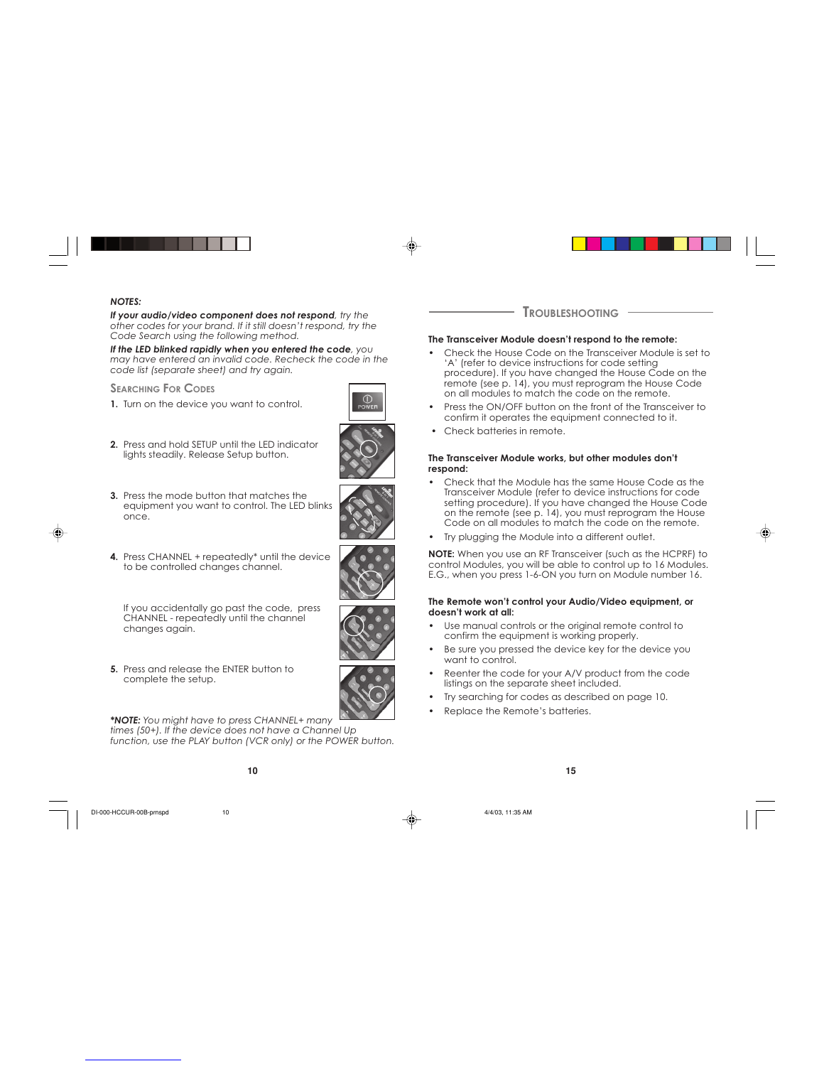***NOTES:***

***If your audio/video component does not respond**, try the other codes for your brand. If it still doesn't respond, try the Code Search using the following method.*

***If the LED blinked rapidly when you entered the code**, you may have entered an invalid code. Recheck the code in the code list (separate sheet) and try again.*

## Searching For Codes

1. Turn on the device you want to control.

2. Press and hold SETUP until the LED indicator lights steadily. Release Setup button.

3. Press the mode button that matches the equipment you want to control. The LED blinks once.

4. Press CHANNEL + repeatedly* until the device to be controlled changes channel.

   If you accidentally go past the code, press CHANNEL - repeatedly until the channel changes again.

5. Press and release the ENTER button to complete the setup.

***NOTE:** You might have to press CHANNEL+ many times (50+). If the device does not have a Channel Up function, use the PLAY button (VCR only) or the POWER button.*

## Troubleshooting

**The Transceiver Module doesn't respond to the remote:**

- Check the House Code on the Transceiver Module is set to 'A' (refer to device instructions for code setting procedure). If you have changed the House Code on the remote (see p. 14), you must reprogram the House Code on all modules to match the code on the remote.
- Press the ON/OFF button on the front of the Transceiver to confirm it operates the equipment connected to it.
- Check batteries in remote.

**The Transceiver Module works, but other modules don't respond:**

- Check that the Module has the same House Code as the Transceiver Module (refer to device instructions for code setting procedure). If you have changed the House Code on the remote (see p. 14), you must reprogram the House Code on all modules to match the code on the remote.
- Try plugging the Module into a different outlet.

**NOTE:** When you use an RF Transceiver (such as the HCPRF) to control Modules, you will be able to control up to 16 Modules. E.G., when you press 1-6-ON you turn on Module number 16.

**The Remote won't control your Audio/Video equipment, or doesn't work at all:**

- Use manual controls or the original remote control to confirm the equipment is working properly.
- Be sure you pressed the device key for the device you want to control.
- Reenter the code for your A/V product from the code listings on the separate sheet included.
- Try searching for codes as described on page 10.
- Replace the Remote's batteries.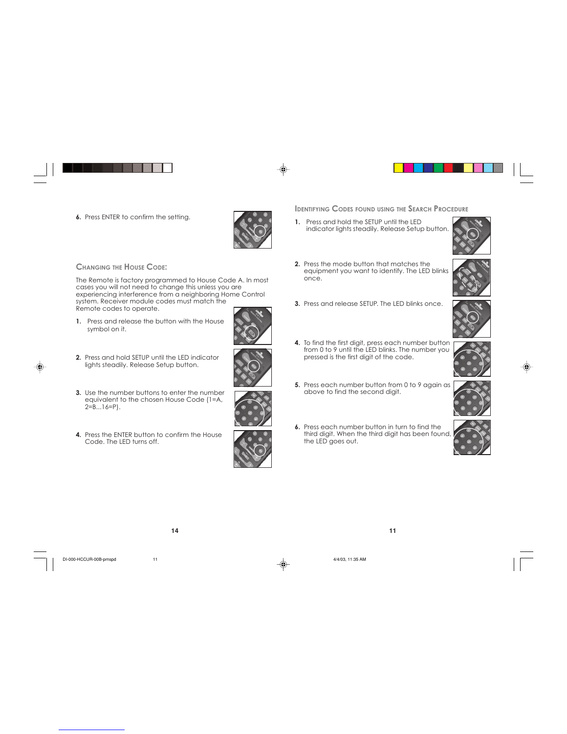6. Press ENTER to confirm the setting.

## Changing the House Code:

The Remote is factory programmed to House Code A. In most cases you will not need to change this unless you are experiencing interference from a neighboring Home Control system. Receiver module codes must match the Remote codes to operate.

1. Press and release the button with the House symbol on it.
2. Press and hold SETUP until the LED indicator lights steadily. Release Setup button.
3. Use the number buttons to enter the number equivalent to the chosen House Code (1=A, 2=B...16=P).
4. Press the ENTER button to confirm the House Code. The LED turns off.

## Identifying Codes found using the Search Procedure

1. Press and hold the SETUP until the LED indicator lights steadily. Release Setup button.
2. Press the mode button that matches the equipment you want to identify. The LED blinks once.
3. Press and release SETUP. The LED blinks once.
4. To find the first digit, press each number button from 0 to 9 until the LED blinks. The number you pressed is the first digit of the code.
5. Press each number button from 0 to 9 again as above to find the second digit.
6. Press each number button in turn to find the third digit. When the third digit has been found, the LED goes out.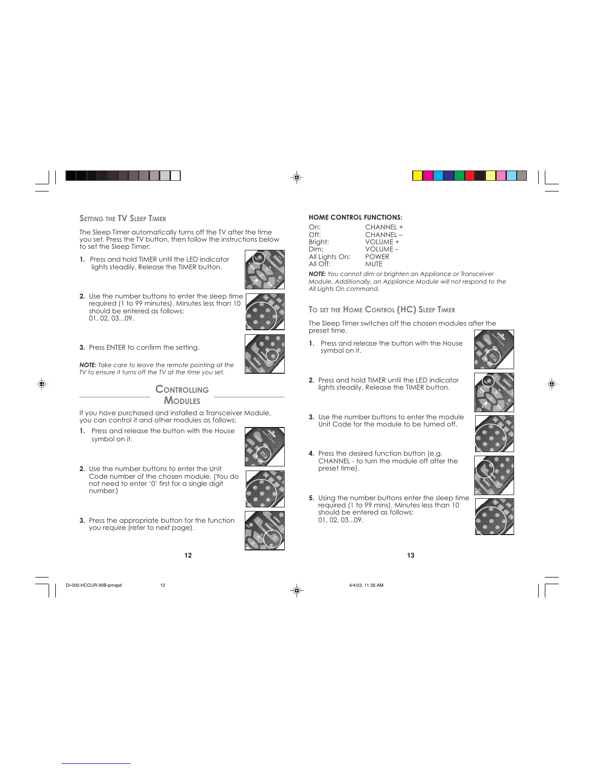### Setting the TV Sleep Timer

The Sleep Timer automatically turns off the TV after the time you set. Press the TV button, then follow the instructions below to set the Sleep Timer:

1. Press and hold TIMER until the LED indicator lights steadily. Release the TIMER button.
2. Use the number buttons to enter the sleep time required (1 to 99 minutes). Minutes less than 10 should be entered as follows: 01, 02, 03...09.
3. Press ENTER to confirm the setting.

***NOTE:*** *Take care to leave the remote pointing at the TV to ensure it turns off the TV at the time you set.*

## Controlling Modules

If you have purchased and installed a Transceiver Module, you can control it and other modules as follows:

1. Press and release the button with the House symbol on it.
2. Use the number buttons to enter the Unit Code number of the chosen module. (You do not need to enter '0' first for a single digit number.)
3. Press the appropriate button for the function you require (refer to next page).

**HOME CONTROL FUNCTIONS:**

| | |
|---|---|
| On: | CHANNEL + |
| Off: | CHANNEL – |
| Bright: | VOLUME + |
| Dim: | VOLUME – |
| All Lights On: | POWER |
| All Off: | MUTE |

***NOTE:*** *You cannot dim or brighten an Appliance or Transceiver Module. Additionally, an Appliance Module will not respond to the All Lights On command.*

### To set the Home Control (HC) Sleep Timer

The Sleep Timer switches off the chosen modules after the preset time.

1. Press and release the button with the House symbol on it.
2. Press and hold TIMER until the LED indicator lights steadily. Release the TIMER button.
3. Use the number buttons to enter the module Unit Code for the module to be turned off.
4. Press the desired function button (e.g. CHANNEL - to turn the module off after the preset time).
5. Using the number buttons enter the sleep time required (1 to 99 mins). Minutes less than 10 should be entered as follows: 01, 02, 03...09.